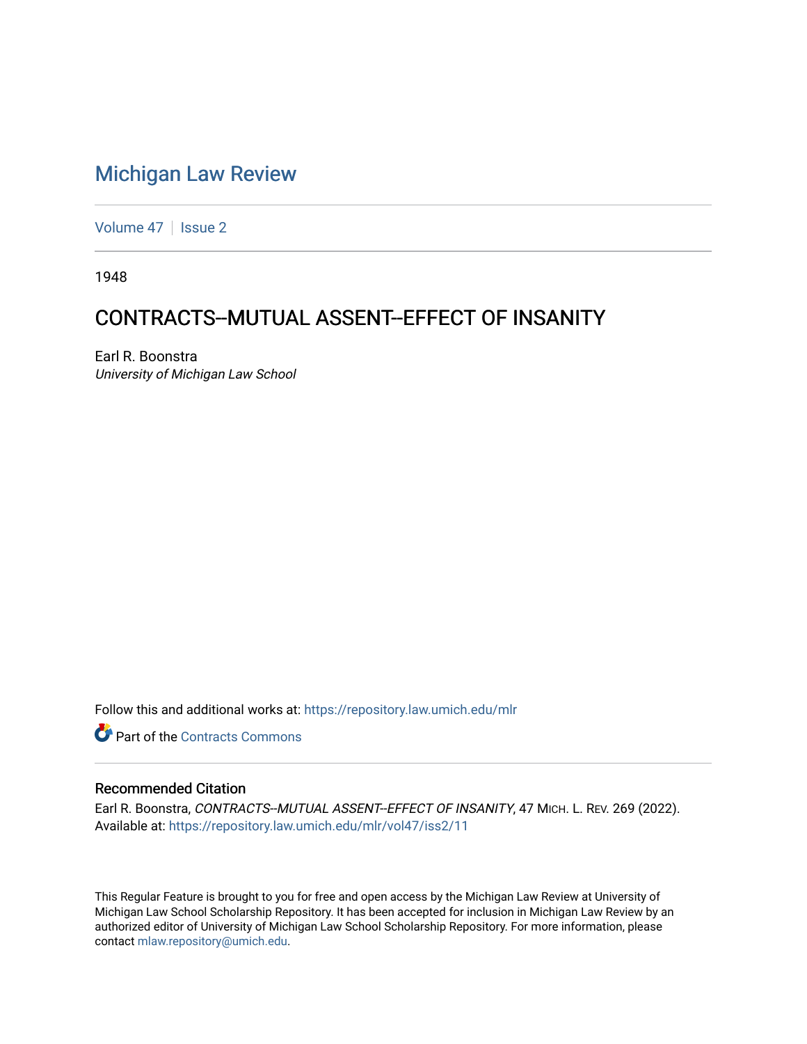# Michigan Law Review

Volume 47 | Issue 2

1948

## CONTRACTS--MUTUAL ASSENT--EFFECT OF INSANITY

Earl R. Boonstra
*University of Michigan Law School*

Follow this and additional works at: https://repository.law.umich.edu/mlr

Part of the Contracts Commons

### Recommended Citation

Earl R. Boonstra, *CONTRACTS--MUTUAL ASSENT--EFFECT OF INSANITY*, 47 MICH. L. REV. 269 (2022).
Available at: https://repository.law.umich.edu/mlr/vol47/iss2/11

This Regular Feature is brought to you for free and open access by the Michigan Law Review at University of Michigan Law School Scholarship Repository. It has been accepted for inclusion in Michigan Law Review by an authorized editor of University of Michigan Law School Scholarship Repository. For more information, please contact mlaw.repository@umich.edu.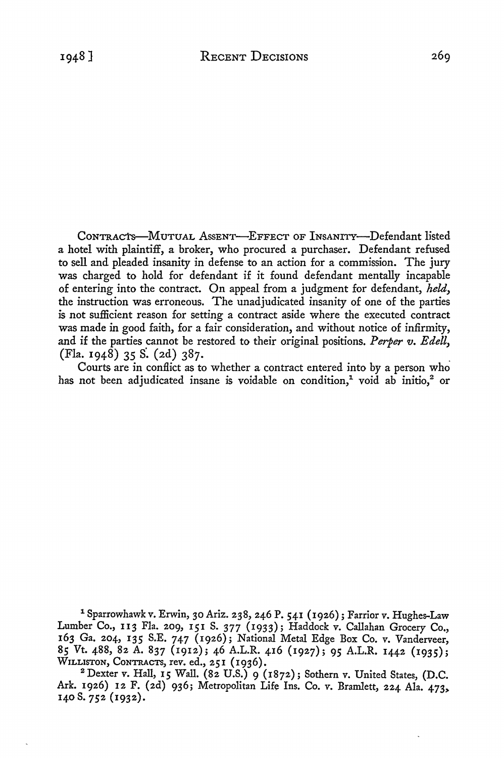CONTRACTS—MUTUAL ASSENT—EFFECT OF INSANITY—Defendant listed a hotel with plaintiff, a broker, who procured a purchaser. Defendant refused to sell and pleaded insanity in defense to an action for a commission. The jury was charged to hold for defendant if it found defendant mentally incapable of entering into the contract. On appeal from a judgment for defendant, *held*, the instruction was erroneous. The unadjudicated insanity of one of the parties is not sufficient reason for setting a contract aside where the executed contract was made in good faith, for a fair consideration, and without notice of infirmity, and if the parties cannot be restored to their original positions. *Perper v. Edell*, (Fla. 1948) 35 S. (2d) 387.

Courts are in conflict as to whether a contract entered into by a person who has not been adjudicated insane is voidable on condition,[1] void ab initio,[2] or

---

[1] Sparrowhawk v. Erwin, 30 Ariz. 238, 246 P. 541 (1926); Farrior v. Hughes-Law Lumber Co., 113 Fla. 209, 151 S. 377 (1933); Haddock v. Callahan Grocery Co., 163 Ga. 204, 135 S.E. 747 (1926); National Metal Edge Box Co. v. Vanderveer, 85 Vt. 488, 82 A. 837 (1912); 46 A.L.R. 416 (1927); 95 A.L.R. 1442 (1935); WILLISTON, CONTRACTS, rev. ed., 251 (1936).

[2] Dexter v. Hall, 15 Wall. (82 U.S.) 9 (1872); Sothern v. United States, (D.C. Ark. 1926) 12 F. (2d) 936; Metropolitan Life Ins. Co. v. Bramlett, 224 Ala. 473, 140 S. 752 (1932).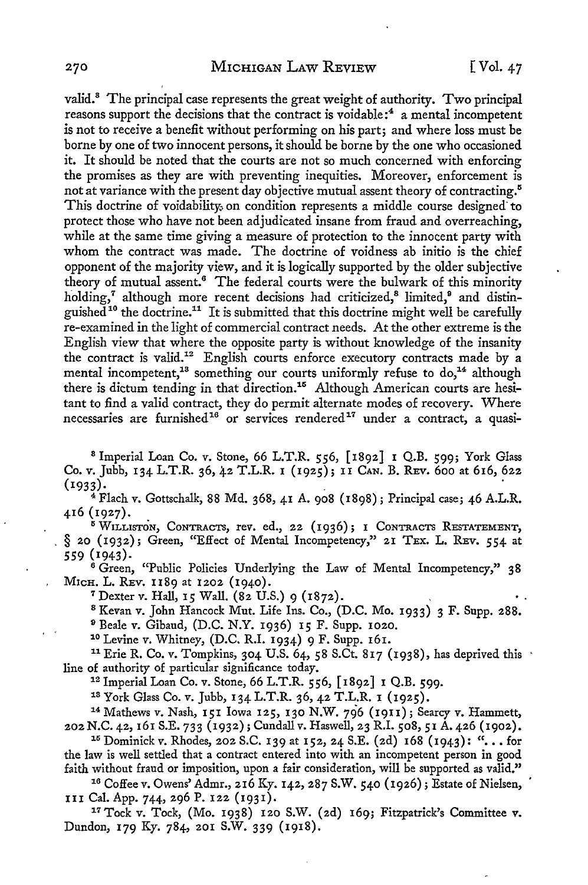valid.[3] The principal case represents the great weight of authority. Two principal reasons support the decisions that the contract is voidable:[4] a mental incompetent is not to receive a benefit without performing on his part; and where loss must be borne by one of two innocent persons, it should be borne by the one who occasioned it. It should be noted that the courts are not so much concerned with enforcing the promises as they are with preventing inequities. Moreover, enforcement is not at variance with the present day objective mutual assent theory of contracting.[5] This doctrine of voidability on condition represents a middle course designed to protect those who have not been adjudicated insane from fraud and overreaching, while at the same time giving a measure of protection to the innocent party with whom the contract was made. The doctrine of voidness ab initio is the chief opponent of the majority view, and it is logically supported by the older subjective theory of mutual assent.[6] The federal courts were the bulwark of this minority holding,[7] although more recent decisions had criticized,[8] limited,[9] and distinguished[10] the doctrine.[11] It is submitted that this doctrine might well be carefully re-examined in the light of commercial contract needs. At the other extreme is the English view that where the opposite party is without knowledge of the insanity the contract is valid.[12] English courts enforce executory contracts made by a mental incompetent,[13] something our courts uniformly refuse to do,[14] although there is dictum tending in that direction.[15] Although American courts are hesitant to find a valid contract, they do permit alternate modes of recovery. Where necessaries are furnished[16] or services rendered[17] under a contract, a quasi-

---

[3] Imperial Loan Co. v. Stone, 66 L.T.R. 556, [1892] 1 Q.B. 599; York Glass Co. v. Jubb, 134 L.T.R. 36, 42 T.L.R. 1 (1925); 11 Can. B. Rev. 600 at 616, 622 (1933).

[4] Flach v. Gottschalk, 88 Md. 368, 41 A. 908 (1898); Principal case; 46 A.L.R. 416 (1927).

[5] Williston, Contracts, rev. ed., 22 (1936); 1 Contracts Restatement, § 20 (1932); Green, "Effect of Mental Incompetency," 21 Tex. L. Rev. 554 at 559 (1943).

[6] Green, "Public Policies Underlying the Law of Mental Incompetency," 38 Mich. L. Rev. 1189 at 1202 (1940).

[7] Dexter v. Hall, 15 Wall. (82 U.S.) 9 (1872).

[8] Kevan v. John Hancock Mut. Life Ins. Co., (D.C. Mo. 1933) 3 F. Supp. 288.

[9] Beale v. Gibaud, (D.C. N.Y. 1936) 15 F. Supp. 1020.

[10] Levine v. Whitney, (D.C. R.I. 1934) 9 F. Supp. 161.

[11] Erie R. Co. v. Tompkins, 304 U.S. 64, 58 S.Ct. 817 (1938), has deprived this line of authority of particular significance today.

[12] Imperial Loan Co. v. Stone, 66 L.T.R. 556, [1892] 1 Q.B. 599.

[13] York Glass Co. v. Jubb, 134 L.T.R. 36, 42 T.L.R. 1 (1925).

[14] Mathews v. Nash, 151 Iowa 125, 130 N.W. 796 (1911); Searcy v. Hammett, 202 N.C. 42, 161 S.E. 733 (1932); Cundall v. Haswell, 23 R.I. 508, 51 A. 426 (1902).

[15] Dominick v. Rhodes, 202 S.C. 139 at 152, 24 S.E. (2d) 168 (1943): "... for the law is well settled that a contract entered into with an incompetent person in good faith without fraud or imposition, upon a fair consideration, will be supported as valid."

[16] Coffee v. Owens' Admr., 216 Ky. 142, 287 S.W. 540 (1926); Estate of Nielsen, 111 Cal. App. 744, 296 P. 122 (1931).

[17] Tock v. Tock, (Mo. 1938) 120 S.W. (2d) 169; Fitzpatrick's Committee v. Dundon, 179 Ky. 784, 201 S.W. 339 (1918).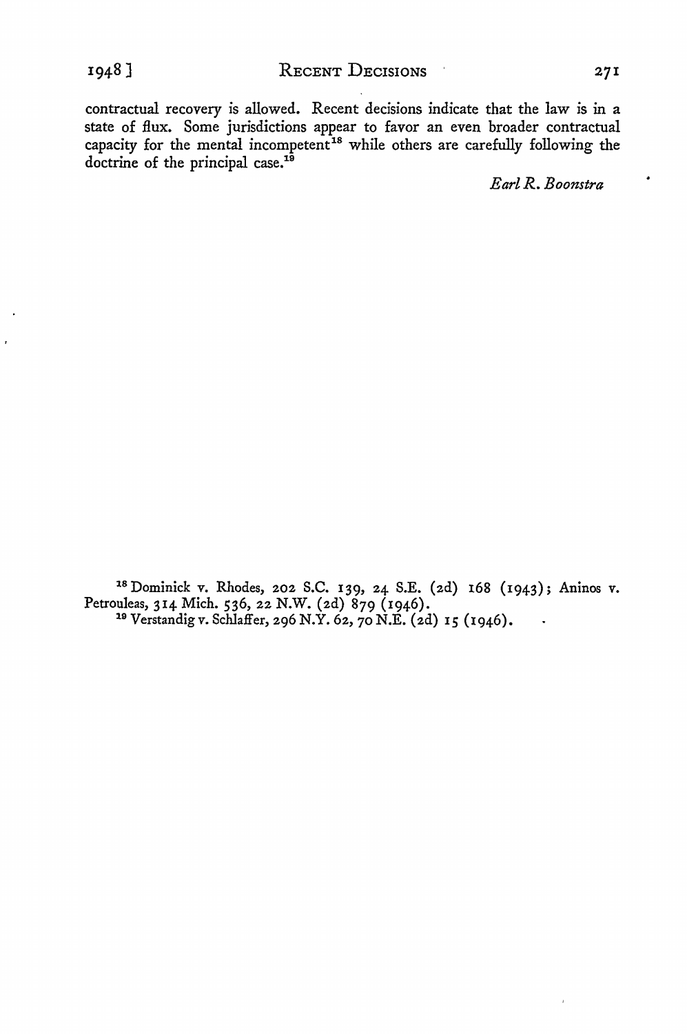contractual recovery is allowed. Recent decisions indicate that the law is in a state of flux. Some jurisdictions appear to favor an even broader contractual capacity for the mental incompetent[18] while others are carefully following the doctrine of the principal case.[19]

*Earl R. Boonstra*

[18] Dominick v. Rhodes, 202 S.C. 139, 24 S.E. (2d) 168 (1943); Aninos v. Petrouleas, 314 Mich. 536, 22 N.W. (2d) 879 (1946).

[19] Verstandig v. Schlaffer, 296 N.Y. 62, 70 N.E. (2d) 15 (1946).